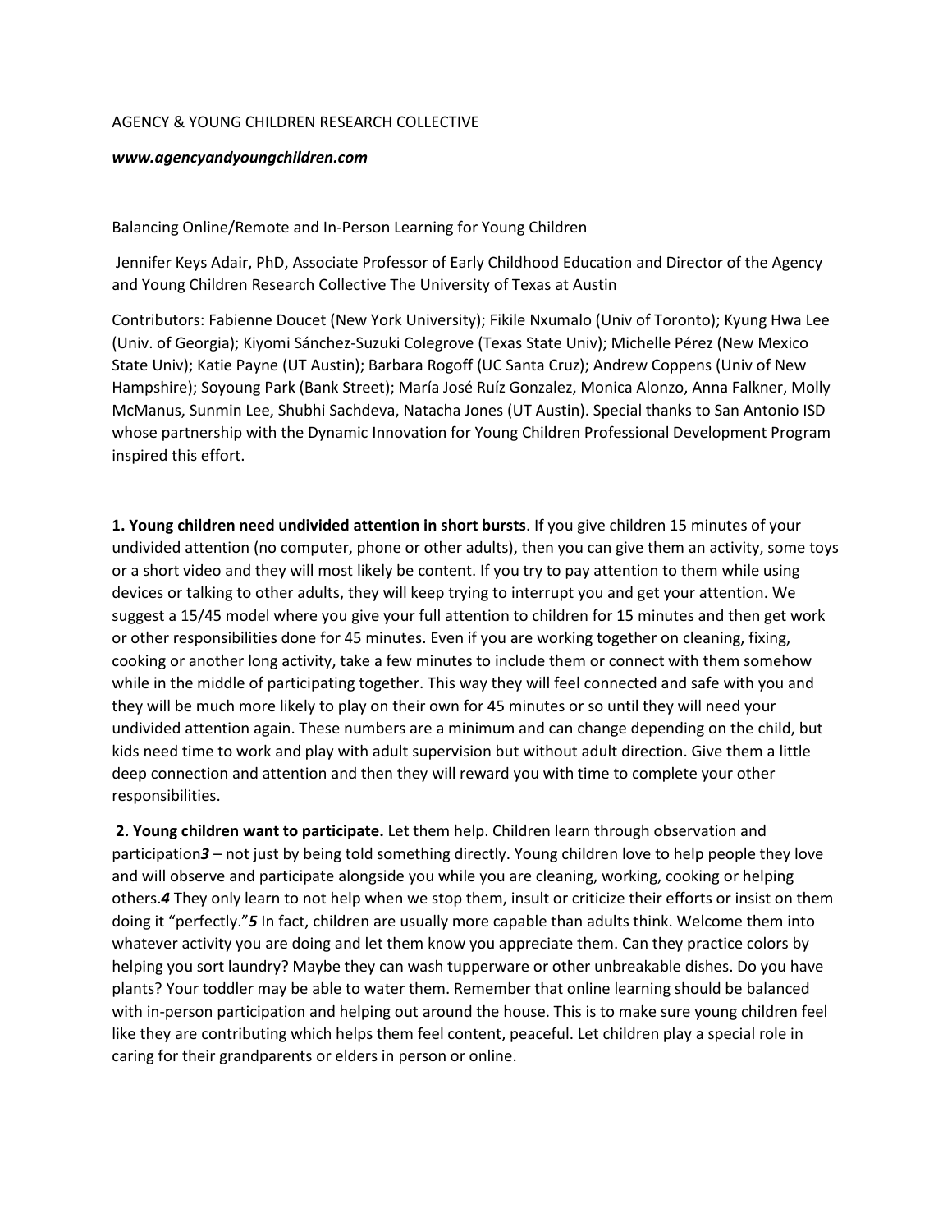AGENCY & YOUNG CHILDREN RESEARCH COLLECTIVE

***www.agencyandyoungchildren.com***

# Balancing Online/Remote and In-Person Learning for Young Children

Jennifer Keys Adair, PhD, Associate Professor of Early Childhood Education and Director of the Agency and Young Children Research Collective The University of Texas at Austin

Contributors: Fabienne Doucet (New York University); Fikile Nxumalo (Univ of Toronto); Kyung Hwa Lee (Univ. of Georgia); Kiyomi Sánchez-Suzuki Colegrove (Texas State Univ); Michelle Pérez (New Mexico State Univ); Katie Payne (UT Austin); Barbara Rogoff (UC Santa Cruz); Andrew Coppens (Univ of New Hampshire); Soyoung Park (Bank Street); María José Ruíz Gonzalez, Monica Alonzo, Anna Falkner, Molly McManus, Sunmin Lee, Shubhi Sachdeva, Natacha Jones (UT Austin). Special thanks to San Antonio ISD whose partnership with the Dynamic Innovation for Young Children Professional Development Program inspired this effort.

**1. Young children need undivided attention in short bursts**. If you give children 15 minutes of your undivided attention (no computer, phone or other adults), then you can give them an activity, some toys or a short video and they will most likely be content. If you try to pay attention to them while using devices or talking to other adults, they will keep trying to interrupt you and get your attention. We suggest a 15/45 model where you give your full attention to children for 15 minutes and then get work or other responsibilities done for 45 minutes. Even if you are working together on cleaning, fixing, cooking or another long activity, take a few minutes to include them or connect with them somehow while in the middle of participating together. This way they will feel connected and safe with you and they will be much more likely to play on their own for 45 minutes or so until they will need your undivided attention again. These numbers are a minimum and can change depending on the child, but kids need time to work and play with adult supervision but without adult direction. Give them a little deep connection and attention and then they will reward you with time to complete your other responsibilities.

**2. Young children want to participate.** Let them help. Children learn through observation and participation[3] – not just by being told something directly. Young children love to help people they love and will observe and participate alongside you while you are cleaning, working, cooking or helping others.[4] They only learn to not help when we stop them, insult or criticize their efforts or insist on them doing it "perfectly."[5] In fact, children are usually more capable than adults think. Welcome them into whatever activity you are doing and let them know you appreciate them. Can they practice colors by helping you sort laundry? Maybe they can wash tupperware or other unbreakable dishes. Do you have plants? Your toddler may be able to water them. Remember that online learning should be balanced with in-person participation and helping out around the house. This is to make sure young children feel like they are contributing which helps them feel content, peaceful. Let children play a special role in caring for their grandparents or elders in person or online.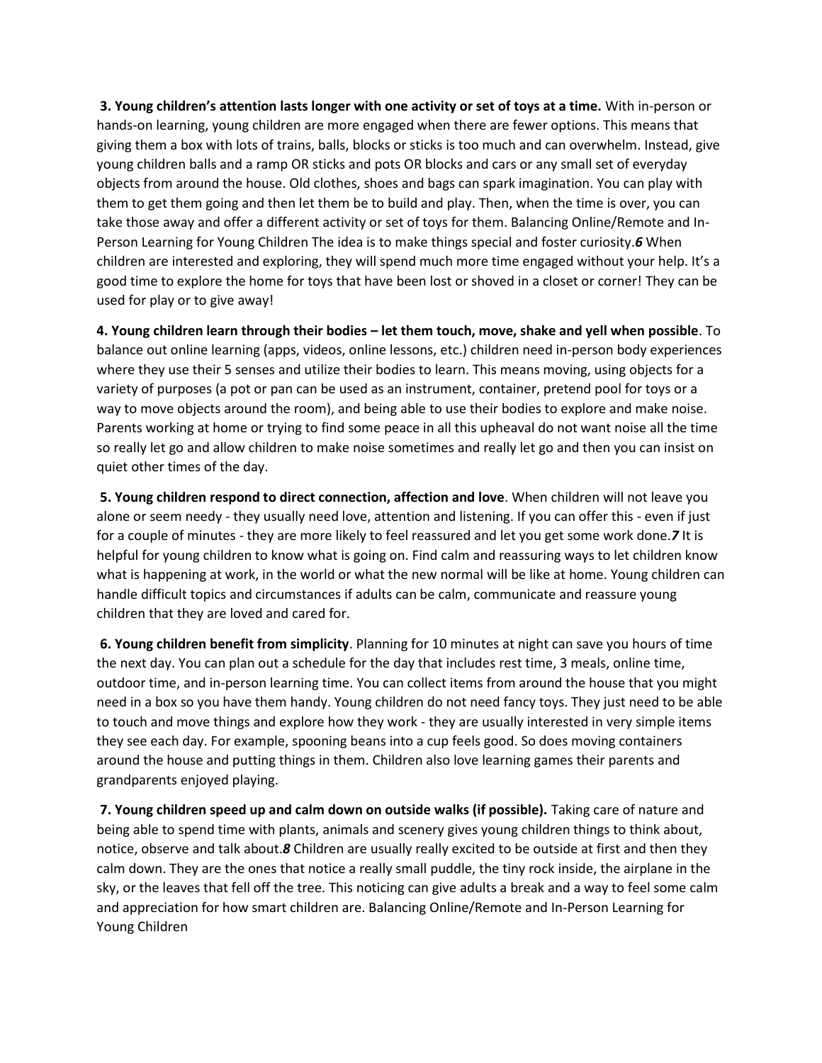**3. Young children's attention lasts longer with one activity or set of toys at a time.** With in-person or hands-on learning, young children are more engaged when there are fewer options. This means that giving them a box with lots of trains, balls, blocks or sticks is too much and can overwhelm. Instead, give young children balls and a ramp OR sticks and pots OR blocks and cars or any small set of everyday objects from around the house. Old clothes, shoes and bags can spark imagination. You can play with them to get them going and then let them be to build and play. Then, when the time is over, you can take those away and offer a different activity or set of toys for them. Balancing Online/Remote and In-Person Learning for Young Children The idea is to make things special and foster curiosity.[6] When children are interested and exploring, they will spend much more time engaged without your help. It's a good time to explore the home for toys that have been lost or shoved in a closet or corner! They can be used for play or to give away!

**4. Young children learn through their bodies – let them touch, move, shake and yell when possible**. To balance out online learning (apps, videos, online lessons, etc.) children need in-person body experiences where they use their 5 senses and utilize their bodies to learn. This means moving, using objects for a variety of purposes (a pot or pan can be used as an instrument, container, pretend pool for toys or a way to move objects around the room), and being able to use their bodies to explore and make noise. Parents working at home or trying to find some peace in all this upheaval do not want noise all the time so really let go and allow children to make noise sometimes and really let go and then you can insist on quiet other times of the day.

**5. Young children respond to direct connection, affection and love**. When children will not leave you alone or seem needy - they usually need love, attention and listening. If you can offer this - even if just for a couple of minutes - they are more likely to feel reassured and let you get some work done.[7] It is helpful for young children to know what is going on. Find calm and reassuring ways to let children know what is happening at work, in the world or what the new normal will be like at home. Young children can handle difficult topics and circumstances if adults can be calm, communicate and reassure young children that they are loved and cared for.

**6. Young children benefit from simplicity**. Planning for 10 minutes at night can save you hours of time the next day. You can plan out a schedule for the day that includes rest time, 3 meals, online time, outdoor time, and in-person learning time. You can collect items from around the house that you might need in a box so you have them handy. Young children do not need fancy toys. They just need to be able to touch and move things and explore how they work - they are usually interested in very simple items they see each day. For example, spooning beans into a cup feels good. So does moving containers around the house and putting things in them. Children also love learning games their parents and grandparents enjoyed playing.

**7. Young children speed up and calm down on outside walks (if possible).** Taking care of nature and being able to spend time with plants, animals and scenery gives young children things to think about, notice, observe and talk about.[8] Children are usually really excited to be outside at first and then they calm down. They are the ones that notice a really small puddle, the tiny rock inside, the airplane in the sky, or the leaves that fell off the tree. This noticing can give adults a break and a way to feel some calm and appreciation for how smart children are. Balancing Online/Remote and In-Person Learning for Young Children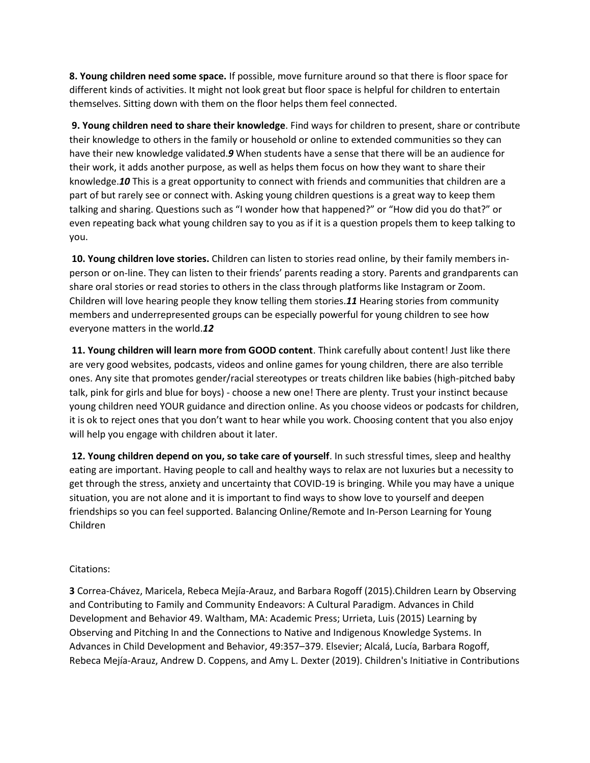**8. Young children need some space.** If possible, move furniture around so that there is floor space for different kinds of activities. It might not look great but floor space is helpful for children to entertain themselves. Sitting down with them on the floor helps them feel connected.

**9. Young children need to share their knowledge**. Find ways for children to present, share or contribute their knowledge to others in the family or household or online to extended communities so they can have their new knowledge validated.***9*** When students have a sense that there will be an audience for their work, it adds another purpose, as well as helps them focus on how they want to share their knowledge.***10*** This is a great opportunity to connect with friends and communities that children are a part of but rarely see or connect with. Asking young children questions is a great way to keep them talking and sharing. Questions such as "I wonder how that happened?" or "How did you do that?" or even repeating back what young children say to you as if it is a question propels them to keep talking to you.

**10. Young children love stories.** Children can listen to stories read online, by their family members in-person or on-line. They can listen to their friends' parents reading a story. Parents and grandparents can share oral stories or read stories to others in the class through platforms like Instagram or Zoom. Children will love hearing people they know telling them stories.***11*** Hearing stories from community members and underrepresented groups can be especially powerful for young children to see how everyone matters in the world.***12***

**11. Young children will learn more from GOOD content**. Think carefully about content! Just like there are very good websites, podcasts, videos and online games for young children, there are also terrible ones. Any site that promotes gender/racial stereotypes or treats children like babies (high-pitched baby talk, pink for girls and blue for boys) - choose a new one! There are plenty. Trust your instinct because young children need YOUR guidance and direction online. As you choose videos or podcasts for children, it is ok to reject ones that you don't want to hear while you work. Choosing content that you also enjoy will help you engage with children about it later.

**12. Young children depend on you, so take care of yourself**. In such stressful times, sleep and healthy eating are important. Having people to call and healthy ways to relax are not luxuries but a necessity to get through the stress, anxiety and uncertainty that COVID-19 is bringing. While you may have a unique situation, you are not alone and it is important to find ways to show love to yourself and deepen friendships so you can feel supported. Balancing Online/Remote and In-Person Learning for Young Children

Citations:

**3** Correa-Chávez, Maricela, Rebeca Mejía-Arauz, and Barbara Rogoff (2015).Children Learn by Observing and Contributing to Family and Community Endeavors: A Cultural Paradigm. Advances in Child Development and Behavior 49. Waltham, MA: Academic Press; Urrieta, Luis (2015) Learning by Observing and Pitching In and the Connections to Native and Indigenous Knowledge Systems. In Advances in Child Development and Behavior, 49:357–379. Elsevier; Alcalá, Lucía, Barbara Rogoff, Rebeca Mejía-Arauz, Andrew D. Coppens, and Amy L. Dexter (2019). Children's Initiative in Contributions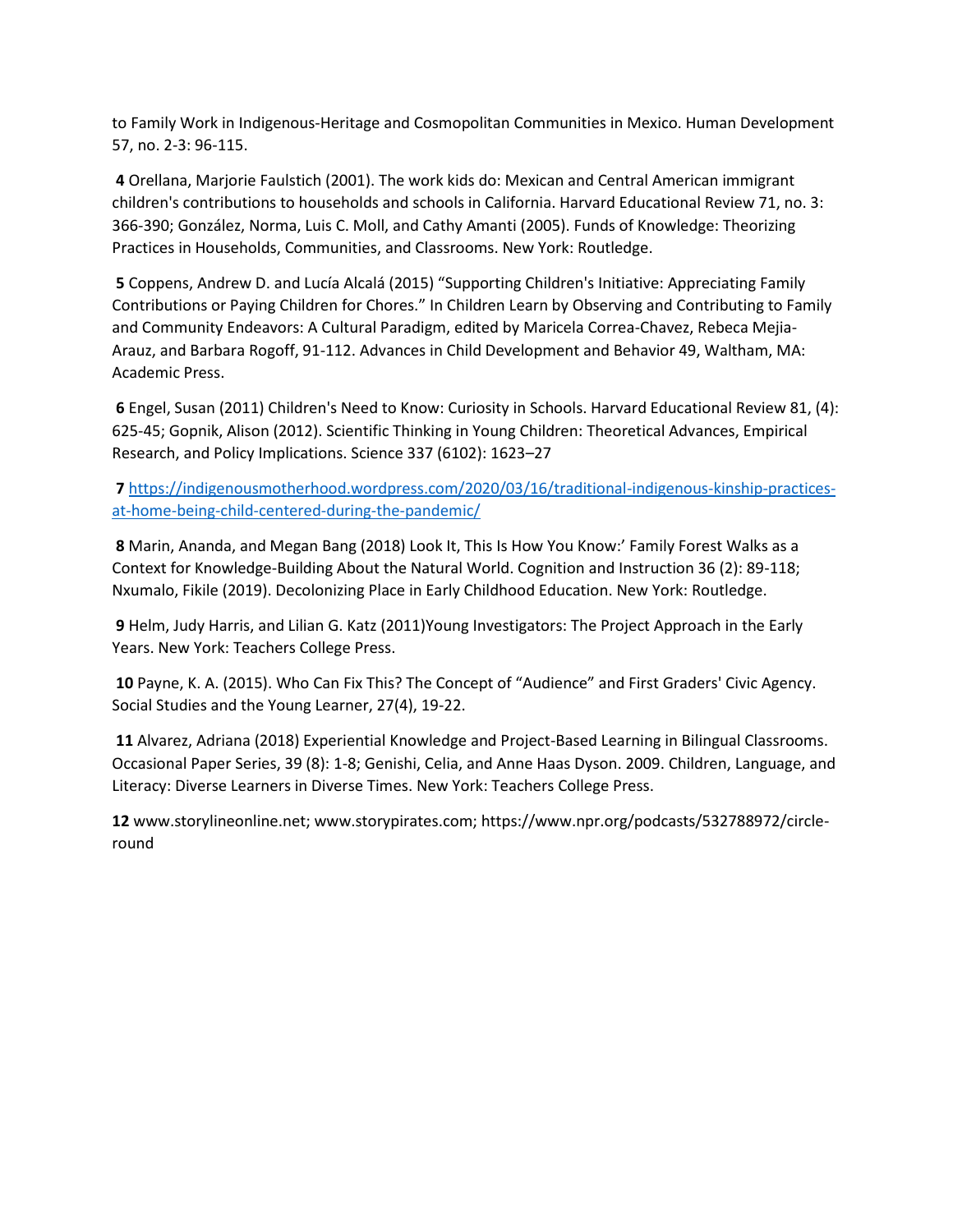to Family Work in Indigenous-Heritage and Cosmopolitan Communities in Mexico. Human Development 57, no. 2-3: 96-115.

**4** Orellana, Marjorie Faulstich (2001). The work kids do: Mexican and Central American immigrant children's contributions to households and schools in California. Harvard Educational Review 71, no. 3: 366-390; González, Norma, Luis C. Moll, and Cathy Amanti (2005). Funds of Knowledge: Theorizing Practices in Households, Communities, and Classrooms. New York: Routledge.

**5** Coppens, Andrew D. and Lucía Alcalá (2015) "Supporting Children's Initiative: Appreciating Family Contributions or Paying Children for Chores." In Children Learn by Observing and Contributing to Family and Community Endeavors: A Cultural Paradigm, edited by Maricela Correa-Chavez, Rebeca Mejia-Arauz, and Barbara Rogoff, 91-112. Advances in Child Development and Behavior 49, Waltham, MA: Academic Press.

**6** Engel, Susan (2011) Children's Need to Know: Curiosity in Schools. Harvard Educational Review 81, (4): 625-45; Gopnik, Alison (2012). Scientific Thinking in Young Children: Theoretical Advances, Empirical Research, and Policy Implications. Science 337 (6102): 1623–27

**7** [https://indigenousmotherhood.wordpress.com/2020/03/16/traditional-indigenous-kinship-practices-at-home-being-child-centered-during-the-pandemic/](https://indigenousmotherhood.wordpress.com/2020/03/16/traditional-indigenous-kinship-practices-at-home-being-child-centered-during-the-pandemic/)

**8** Marin, Ananda, and Megan Bang (2018) Look It, This Is How You Know:' Family Forest Walks as a Context for Knowledge-Building About the Natural World. Cognition and Instruction 36 (2): 89-118; Nxumalo, Fikile (2019). Decolonizing Place in Early Childhood Education. New York: Routledge.

**9** Helm, Judy Harris, and Lilian G. Katz (2011)Young Investigators: The Project Approach in the Early Years. New York: Teachers College Press.

**10** Payne, K. A. (2015). Who Can Fix This? The Concept of "Audience" and First Graders' Civic Agency. Social Studies and the Young Learner, 27(4), 19-22.

**11** Alvarez, Adriana (2018) Experiential Knowledge and Project-Based Learning in Bilingual Classrooms. Occasional Paper Series, 39 (8): 1-8; Genishi, Celia, and Anne Haas Dyson. 2009. Children, Language, and Literacy: Diverse Learners in Diverse Times. New York: Teachers College Press.

**12** www.storylineonline.net; www.storypirates.com; https://www.npr.org/podcasts/532788972/circle-round